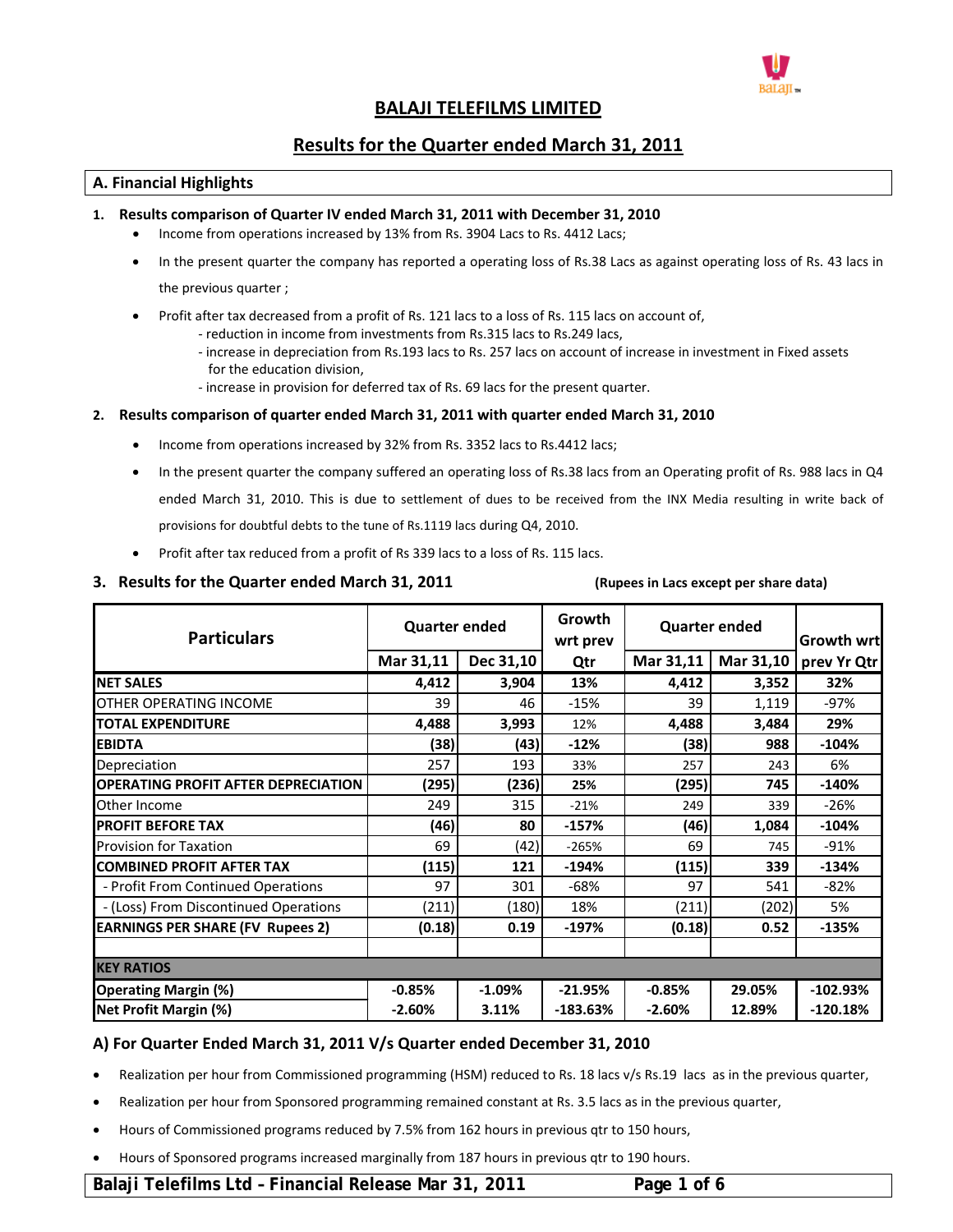# BALAJI TELEFILMS LIMITED

## Results for the Quarter ended March 31, 2011

### A. Financial Highlights

**1. Results comparison of Quarter IV ended March 31, 2011 with December 31, 2010**

- Income from operations increased by 13% from Rs. 3904 Lacs to Rs. 4412 Lacs;
- In the present quarter the company has reported a operating loss of Rs.38 Lacs as against operating loss of Rs. 43 lacs in the previous quarter ;
- Profit after tax decreased from a profit of Rs. 121 lacs to a loss of Rs. 115 lacs on account of,
  - reduction in income from investments from Rs.315 lacs to Rs.249 lacs,
  - increase in depreciation from Rs.193 lacs to Rs. 257 lacs on account of increase in investment in Fixed assets for the education division,
  - increase in provision for deferred tax of Rs. 69 lacs for the present quarter.

**2. Results comparison of quarter ended March 31, 2011 with quarter ended March 31, 2010**

- Income from operations increased by 32% from Rs. 3352 lacs to Rs.4412 lacs;
- In the present quarter the company suffered an operating loss of Rs.38 lacs from an Operating profit of Rs. 988 lacs in Q4 ended March 31, 2010. This is due to settlement of dues to be received from the INX Media resulting in write back of provisions for doubtful debts to the tune of Rs.1119 lacs during Q4, 2010.
- Profit after tax reduced from a profit of Rs 339 lacs to a loss of Rs. 115 lacs.

**3. Results for the Quarter ended March 31, 2011** **(Rupees in Lacs except per share data)**

| Particulars | Quarter ended | | Growth wrt prev Qtr | Quarter ended | | Growth wrt prev Yr Qtr |
|---|---|---|---|---|---|---|
| | Mar 31,11 | Dec 31,10 | | Mar 31,11 | Mar 31,10 | |
| **NET SALES** | **4,412** | **3,904** | **13%** | **4,412** | **3,352** | **32%** |
| OTHER OPERATING INCOME | 39 | 46 | -15% | 39 | 1,119 | -97% |
| **TOTAL EXPENDITURE** | **4,488** | **3,993** | 12% | **4,488** | **3,484** | **29%** |
| **EBIDTA** | **(38)** | **(43)** | **-12%** | **(38)** | **988** | **-104%** |
| Depreciation | 257 | 193 | 33% | 257 | 243 | 6% |
| **OPERATING PROFIT AFTER DEPRECIATION** | **(295)** | **(236)** | **25%** | **(295)** | **745** | **-140%** |
| Other Income | 249 | 315 | -21% | 249 | 339 | -26% |
| **PROFIT BEFORE TAX** | **(46)** | **80** | **-157%** | **(46)** | **1,084** | **-104%** |
| Provision for Taxation | 69 | (42) | -265% | 69 | 745 | -91% |
| **COMBINED PROFIT AFTER TAX** | **(115)** | **121** | **-194%** | **(115)** | **339** | **-134%** |
| - Profit From Continued Operations | 97 | 301 | -68% | 97 | 541 | -82% |
| - (Loss) From Discontinued Operations | (211) | (180) | 18% | (211) | (202) | 5% |
| **EARNINGS PER SHARE (FV Rupees 2)** | **(0.18)** | **0.19** | **-197%** | **(0.18)** | **0.52** | **-135%** |
| | | | | | | |
| **KEY RATIOS** | | | | | | |
| **Operating Margin (%)** | **-0.85%** | **-1.09%** | **-21.95%** | **-0.85%** | **29.05%** | **-102.93%** |
| **Net Profit Margin (%)** | **-2.60%** | **3.11%** | **-183.63%** | **-2.60%** | **12.89%** | **-120.18%** |

### A) For Quarter Ended March 31, 2011 V/s Quarter ended December 31, 2010

- Realization per hour from Commissioned programming (HSM) reduced to Rs. 18 lacs v/s Rs.19 lacs as in the previous quarter,
- Realization per hour from Sponsored programming remained constant at Rs. 3.5 lacs as in the previous quarter,
- Hours of Commissioned programs reduced by 7.5% from 162 hours in previous qtr to 150 hours,
- Hours of Sponsored programs increased marginally from 187 hours in previous qtr to 190 hours.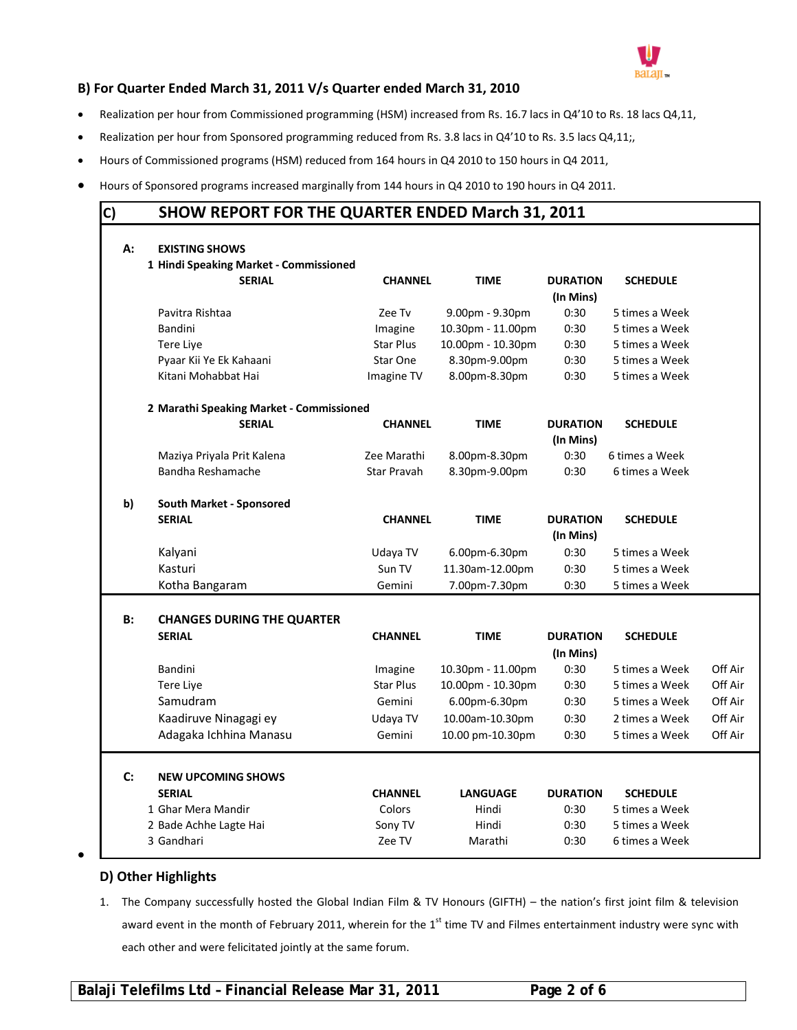### B) For Quarter Ended March 31, 2011 V/s Quarter ended March 31, 2010

- Realization per hour from Commissioned programming (HSM) increased from Rs. 16.7 lacs in Q4'10 to Rs. 18 lacs Q4,11,
- Realization per hour from Sponsored programming reduced from Rs. 3.8 lacs in Q4'10 to Rs. 3.5 lacs Q4,11;,
- Hours of Commissioned programs (HSM) reduced from 164 hours in Q4 2010 to 150 hours in Q4 2011,
- Hours of Sponsored programs increased marginally from 144 hours in Q4 2010 to 190 hours in Q4 2011.

### C) SHOW REPORT FOR THE QUARTER ENDED March 31, 2011

**A: EXISTING SHOWS**

**1 Hindi Speaking Market - Commissioned**

| SERIAL | CHANNEL | TIME | DURATION (In Mins) | SCHEDULE |
|---|---|---|---|---|
| Pavitra Rishtaa | Zee Tv | 9.00pm - 9.30pm | 0:30 | 5 times a Week |
| Bandini | Imagine | 10.30pm - 11.00pm | 0:30 | 5 times a Week |
| Tere Liye | Star Plus | 10.00pm - 10.30pm | 0:30 | 5 times a Week |
| Pyaar Kii Ye Ek Kahaani | Star One | 8.30pm-9.00pm | 0:30 | 5 times a Week |
| Kitani Mohabbat Hai | Imagine TV | 8.00pm-8.30pm | 0:30 | 5 times a Week |

**2 Marathi Speaking Market - Commissioned**

| SERIAL | CHANNEL | TIME | DURATION (In Mins) | SCHEDULE |
|---|---|---|---|---|
| Maziya Priyala Prit Kalena | Zee Marathi | 8.00pm-8.30pm | 0:30 | 6 times a Week |
| Bandha Reshamache | Star Pravah | 8.30pm-9.00pm | 0:30 | 6 times a Week |

**b) South Market - Sponsored**

| SERIAL | CHANNEL | TIME | DURATION (In Mins) | SCHEDULE |
|---|---|---|---|---|
| Kalyani | Udaya TV | 6.00pm-6.30pm | 0:30 | 5 times a Week |
| Kasturi | Sun TV | 11.30am-12.00pm | 0:30 | 5 times a Week |
| Kotha Bangaram | Gemini | 7.00pm-7.30pm | 0:30 | 5 times a Week |

**B: CHANGES DURING THE QUARTER**

| SERIAL | CHANNEL | TIME | DURATION (In Mins) | SCHEDULE | |
|---|---|---|---|---|---|
| Bandini | Imagine | 10.30pm - 11.00pm | 0:30 | 5 times a Week | Off Air |
| Tere Liye | Star Plus | 10.00pm - 10.30pm | 0:30 | 5 times a Week | Off Air |
| Samudram | Gemini | 6.00pm-6.30pm | 0:30 | 5 times a Week | Off Air |
| Kaadiruve Ninagagi ey | Udaya TV | 10.00am-10.30pm | 0:30 | 2 times a Week | Off Air |
| Adagaka Ichhina Manasu | Gemini | 10.00 pm-10.30pm | 0:30 | 5 times a Week | Off Air |

**C: NEW UPCOMING SHOWS**

| SERIAL | CHANNEL | LANGUAGE | DURATION | SCHEDULE |
|---|---|---|---|---|
| 1 Ghar Mera Mandir | Colors | Hindi | 0:30 | 5 times a Week |
| 2 Bade Achhe Lagte Hai | Sony TV | Hindi | 0:30 | 5 times a Week |
| 3 Gandhari | Zee TV | Marathi | 0:30 | 6 times a Week |

### D) Other Highlights

1. The Company successfully hosted the Global Indian Film & TV Honours (GIFTH) – the nation's first joint film & television award event in the month of February 2011, wherein for the 1st time TV and Filmes entertainment industry were sync with each other and were felicitated jointly at the same forum.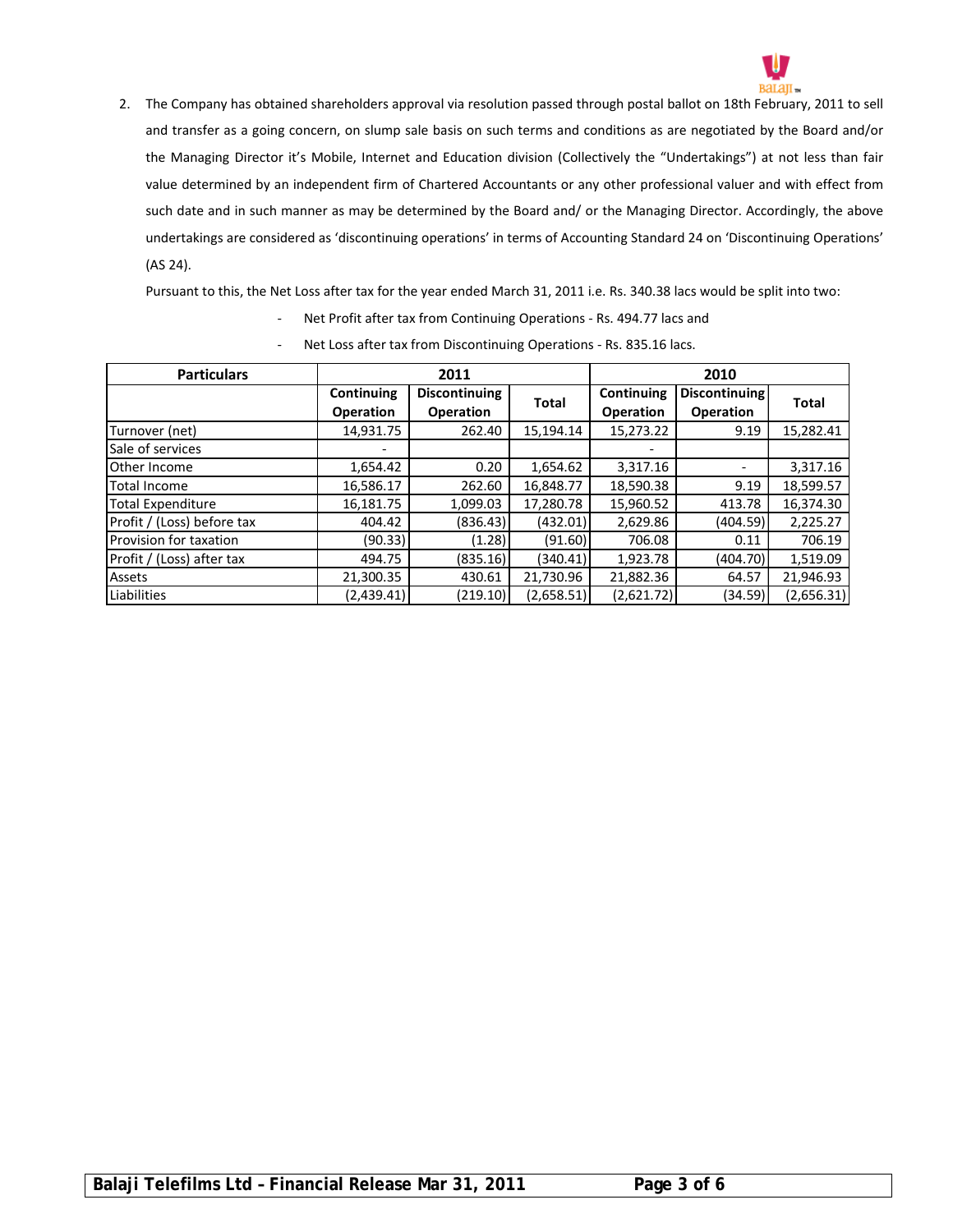2. The Company has obtained shareholders approval via resolution passed through postal ballot on 18th February, 2011 to sell and transfer as a going concern, on slump sale basis on such terms and conditions as are negotiated by the Board and/or the Managing Director it's Mobile, Internet and Education division (Collectively the "Undertakings") at not less than fair value determined by an independent firm of Chartered Accountants or any other professional valuer and with effect from such date and in such manner as may be determined by the Board and/ or the Managing Director. Accordingly, the above undertakings are considered as 'discontinuing operations' in terms of Accounting Standard 24 on 'Discontinuing Operations' (AS 24).

   Pursuant to this, the Net Loss after tax for the year ended March 31, 2011 i.e. Rs. 340.38 lacs would be split into two:

   - Net Profit after tax from Continuing Operations - Rs. 494.77 lacs and
   - Net Loss after tax from Discontinuing Operations - Rs. 835.16 lacs.

| Particulars | 2011 | | | 2010 | | |
|---|---|---|---|---|---|---|
| | Continuing Operation | Discontinuing Operation | Total | Continuing Operation | Discontinuing Operation | Total |
| Turnover (net) | 14,931.75 | 262.40 | 15,194.14 | 15,273.22 | 9.19 | 15,282.41 |
| Sale of services | - | | | - | | |
| Other Income | 1,654.42 | 0.20 | 1,654.62 | 3,317.16 | - | 3,317.16 |
| Total Income | 16,586.17 | 262.60 | 16,848.77 | 18,590.38 | 9.19 | 18,599.57 |
| Total Expenditure | 16,181.75 | 1,099.03 | 17,280.78 | 15,960.52 | 413.78 | 16,374.30 |
| Profit / (Loss) before tax | 404.42 | (836.43) | (432.01) | 2,629.86 | (404.59) | 2,225.27 |
| Provision for taxation | (90.33) | (1.28) | (91.60) | 706.08 | 0.11 | 706.19 |
| Profit / (Loss) after tax | 494.75 | (835.16) | (340.41) | 1,923.78 | (404.70) | 1,519.09 |
| Assets | 21,300.35 | 430.61 | 21,730.96 | 21,882.36 | 64.57 | 21,946.93 |
| Liabilities | (2,439.41) | (219.10) | (2,658.51) | (2,621.72) | (34.59) | (2,656.31) |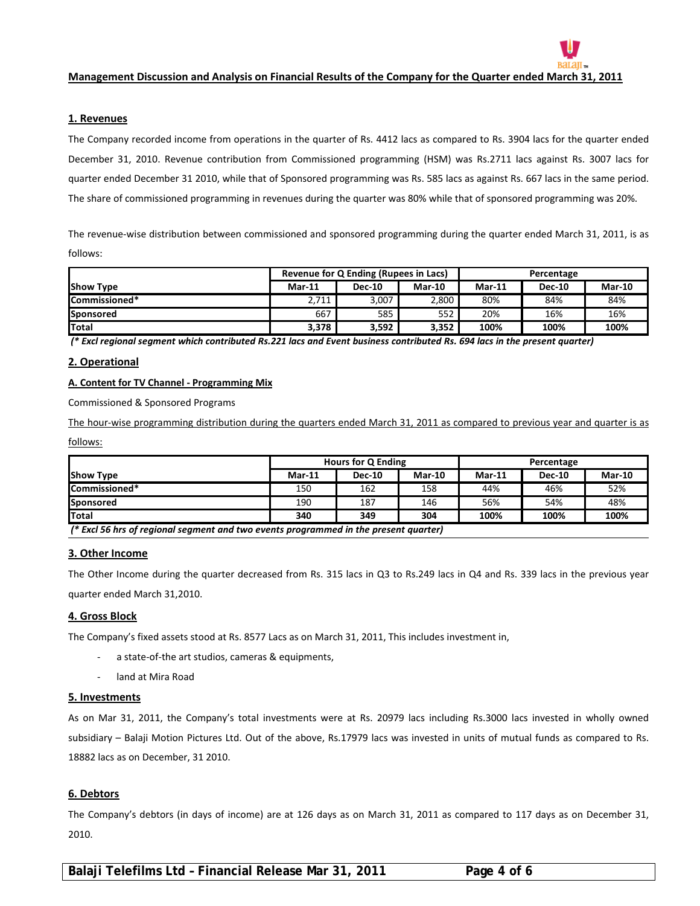## Management Discussion and Analysis on Financial Results of the Company for the Quarter ended March 31, 2011

### 1. Revenues

The Company recorded income from operations in the quarter of Rs. 4412 lacs as compared to Rs. 3904 lacs for the quarter ended December 31, 2010. Revenue contribution from Commissioned programming (HSM) was Rs.2711 lacs against Rs. 3007 lacs for quarter ended December 31 2010, while that of Sponsored programming was Rs. 585 lacs as against Rs. 667 lacs in the same period. The share of commissioned programming in revenues during the quarter was 80% while that of sponsored programming was 20%.

The revenue-wise distribution between commissioned and sponsored programming during the quarter ended March 31, 2011, is as follows:

| | Revenue for Q Ending (Rupees in Lacs) | | | Percentage | | |
|---|---|---|---|---|---|---|
| **Show Type** | **Mar-11** | **Dec-10** | **Mar-10** | **Mar-11** | **Dec-10** | **Mar-10** |
| **Commissioned*** | 2,711 | 3,007 | 2,800 | 80% | 84% | 84% |
| **Sponsored** | 667 | 585 | 552 | 20% | 16% | 16% |
| **Total** | **3,378** | **3,592** | **3,352** | **100%** | **100%** | **100%** |

***(* Excl regional segment which contributed Rs.221 lacs and Event business contributed Rs. 694 lacs in the present quarter)***

### 2. Operational

**A. Content for TV Channel - Programming Mix**

Commissioned & Sponsored Programs

The hour-wise programming distribution during the quarters ended March 31, 2011 as compared to previous year and quarter is as follows:

| | Hours for Q Ending | | | Percentage | | |
|---|---|---|---|---|---|---|
| **Show Type** | **Mar-11** | **Dec-10** | **Mar-10** | **Mar-11** | **Dec-10** | **Mar-10** |
| **Commissioned*** | 150 | 162 | 158 | 44% | 46% | 52% |
| **Sponsored** | 190 | 187 | 146 | 56% | 54% | 48% |
| **Total** | **340** | **349** | **304** | **100%** | **100%** | **100%** |

***(* Excl 56 hrs of regional segment and two events programmed in the present quarter)***

### 3. Other Income

The Other Income during the quarter decreased from Rs. 315 lacs in Q3 to Rs.249 lacs in Q4 and Rs. 339 lacs in the previous year quarter ended March 31,2010.

### 4. Gross Block

The Company's fixed assets stood at Rs. 8577 Lacs as on March 31, 2011, This includes investment in,

- a state-of-the art studios, cameras & equipments,
- land at Mira Road

### 5. Investments

As on Mar 31, 2011, the Company's total investments were at Rs. 20979 lacs including Rs.3000 lacs invested in wholly owned subsidiary – Balaji Motion Pictures Ltd. Out of the above, Rs.17979 lacs was invested in units of mutual funds as compared to Rs. 18882 lacs as on December, 31 2010.

### 6. Debtors

The Company's debtors (in days of income) are at 126 days as on March 31, 2011 as compared to 117 days as on December 31, 2010.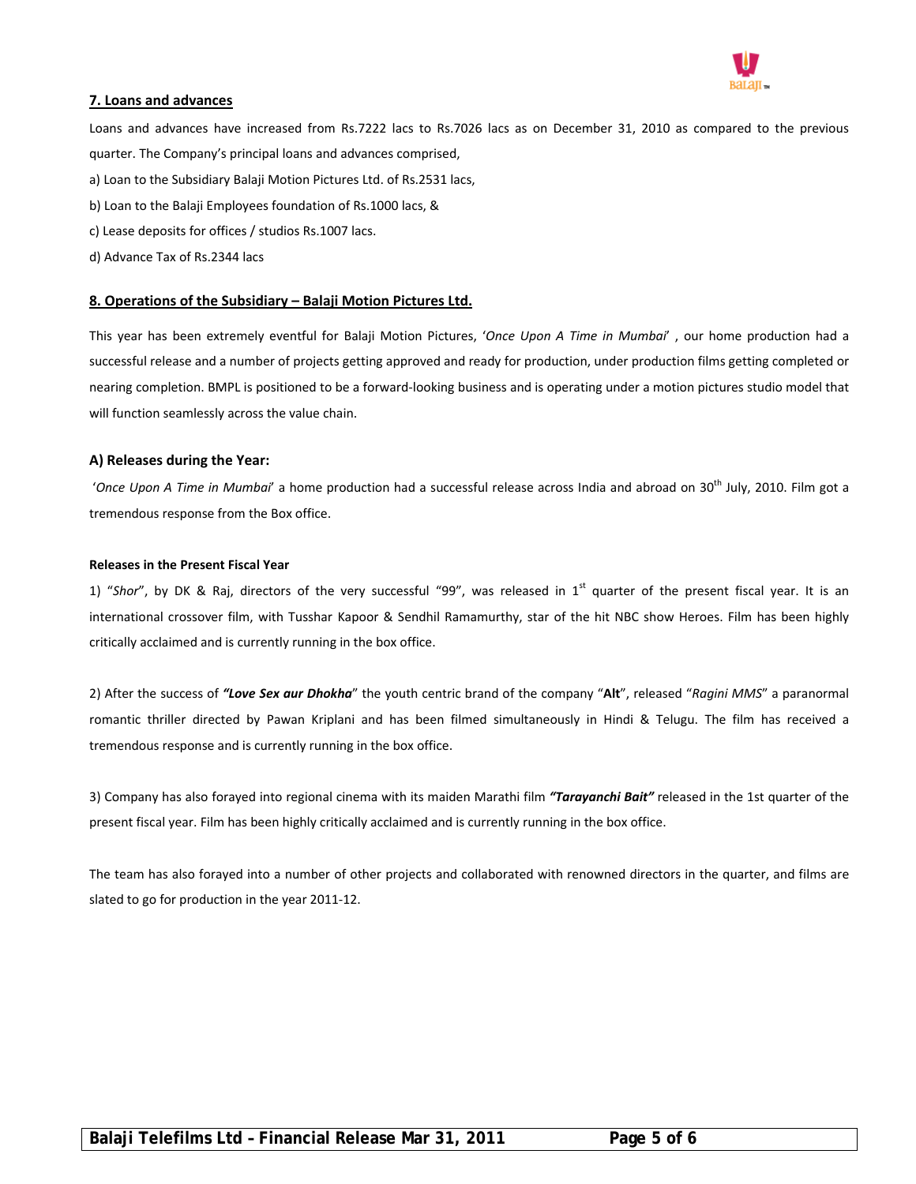## 7. Loans and advances

Loans and advances have increased from Rs.7222 lacs to Rs.7026 lacs as on December 31, 2010 as compared to the previous quarter. The Company's principal loans and advances comprised,

a) Loan to the Subsidiary Balaji Motion Pictures Ltd. of Rs.2531 lacs,

b) Loan to the Balaji Employees foundation of Rs.1000 lacs, &

c) Lease deposits for offices / studios Rs.1007 lacs.

d) Advance Tax of Rs.2344 lacs

## 8. Operations of the Subsidiary – Balaji Motion Pictures Ltd.

This year has been extremely eventful for Balaji Motion Pictures, '*Once Upon A Time in Mumbai*' , our home production had a successful release and a number of projects getting approved and ready for production, under production films getting completed or nearing completion. BMPL is positioned to be a forward-looking business and is operating under a motion pictures studio model that will function seamlessly across the value chain.

### A) Releases during the Year:

'*Once Upon A Time in Mumbai*' a home production had a successful release across India and abroad on 30th July, 2010. Film got a tremendous response from the Box office.

#### Releases in the Present Fiscal Year

1) "*Shor*", by DK & Raj, directors of the very successful "99", was released in 1st quarter of the present fiscal year. It is an international crossover film, with Tusshar Kapoor & Sendhil Ramamurthy, star of the hit NBC show Heroes. Film has been highly critically acclaimed and is currently running in the box office.

2) After the success of ***"Love Sex aur Dhokha***" the youth centric brand of the company "**Alt**", released "*Ragini MMS*" a paranormal romantic thriller directed by Pawan Kriplani and has been filmed simultaneously in Hindi & Telugu. The film has received a tremendous response and is currently running in the box office.

3) Company has also forayed into regional cinema with its maiden Marathi film ***"Tarayanchi Bait"*** released in the 1st quarter of the present fiscal year. Film has been highly critically acclaimed and is currently running in the box office.

The team has also forayed into a number of other projects and collaborated with renowned directors in the quarter, and films are slated to go for production in the year 2011-12.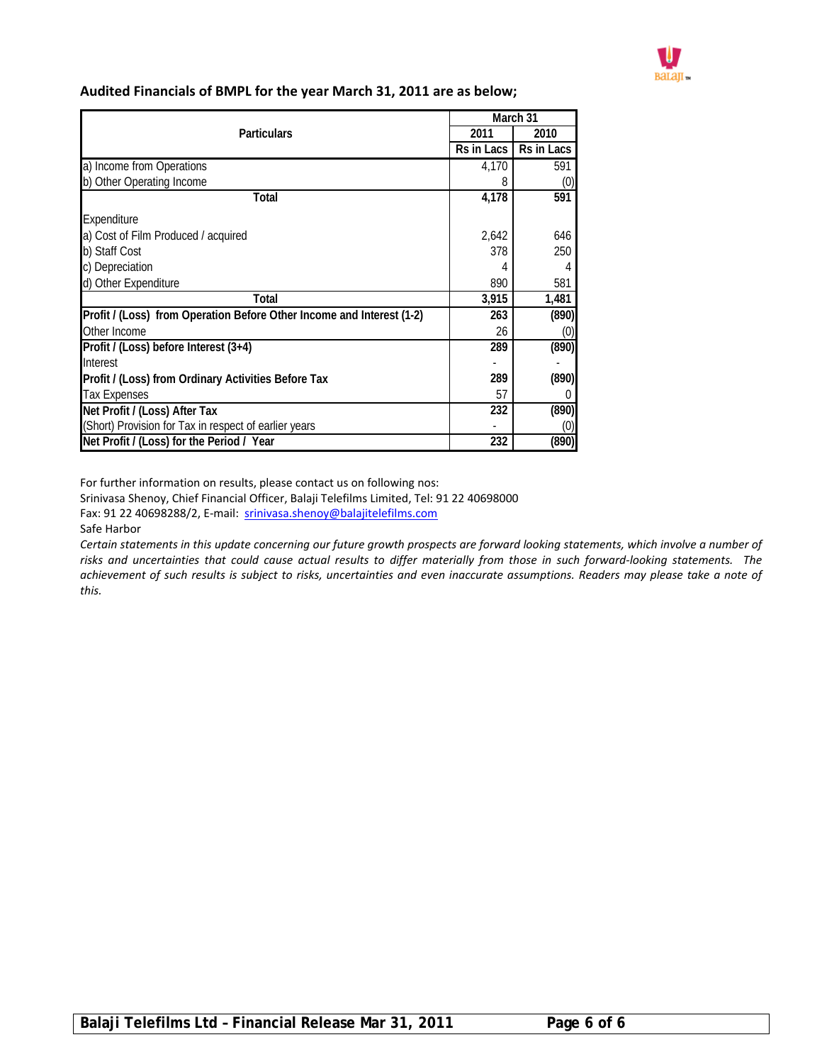**Audited Financials of BMPL for the year March 31, 2011 are as below;**

| Particulars | March 31 | |
|---|---|---|
| | 2011 | 2010 |
| | Rs in Lacs | Rs in Lacs |
| a) Income from Operations | 4,170 | 591 |
| b) Other Operating Income | 8 | (0) |
| **Total** | **4,178** | **591** |
| Expenditure | | |
| a) Cost of Film Produced / acquired | 2,642 | 646 |
| b) Staff Cost | 378 | 250 |
| c) Depreciation | 4 | 4 |
| d) Other Expenditure | 890 | 581 |
| **Total** | **3,915** | **1,481** |
| **Profit / (Loss) from Operation Before Other Income and Interest (1-2)** | **263** | **(890)** |
| Other Income | 26 | (0) |
| **Profit / (Loss) before Interest (3+4)** | **289** | **(890)** |
| Interest | - | - |
| **Profit / (Loss) from Ordinary Activities Before Tax** | **289** | **(890)** |
| Tax Expenses | 57 | 0 |
| **Net Profit / (Loss) After Tax** | **232** | **(890)** |
| (Short) Provision for Tax in respect of earlier years | - | (0) |
| **Net Profit / (Loss) for the Period / Year** | **232** | **(890)** |

For further information on results, please contact us on following nos:

Srinivasa Shenoy, Chief Financial Officer, Balaji Telefilms Limited, Tel: 91 22 40698000

Fax: 91 22 40698288/2, E-mail: srinivasa.shenoy@balajitelefilms.com

Safe Harbor

*Certain statements in this update concerning our future growth prospects are forward looking statements, which involve a number of risks and uncertainties that could cause actual results to differ materially from those in such forward-looking statements. The achievement of such results is subject to risks, uncertainties and even inaccurate assumptions. Readers may please take a note of this.*